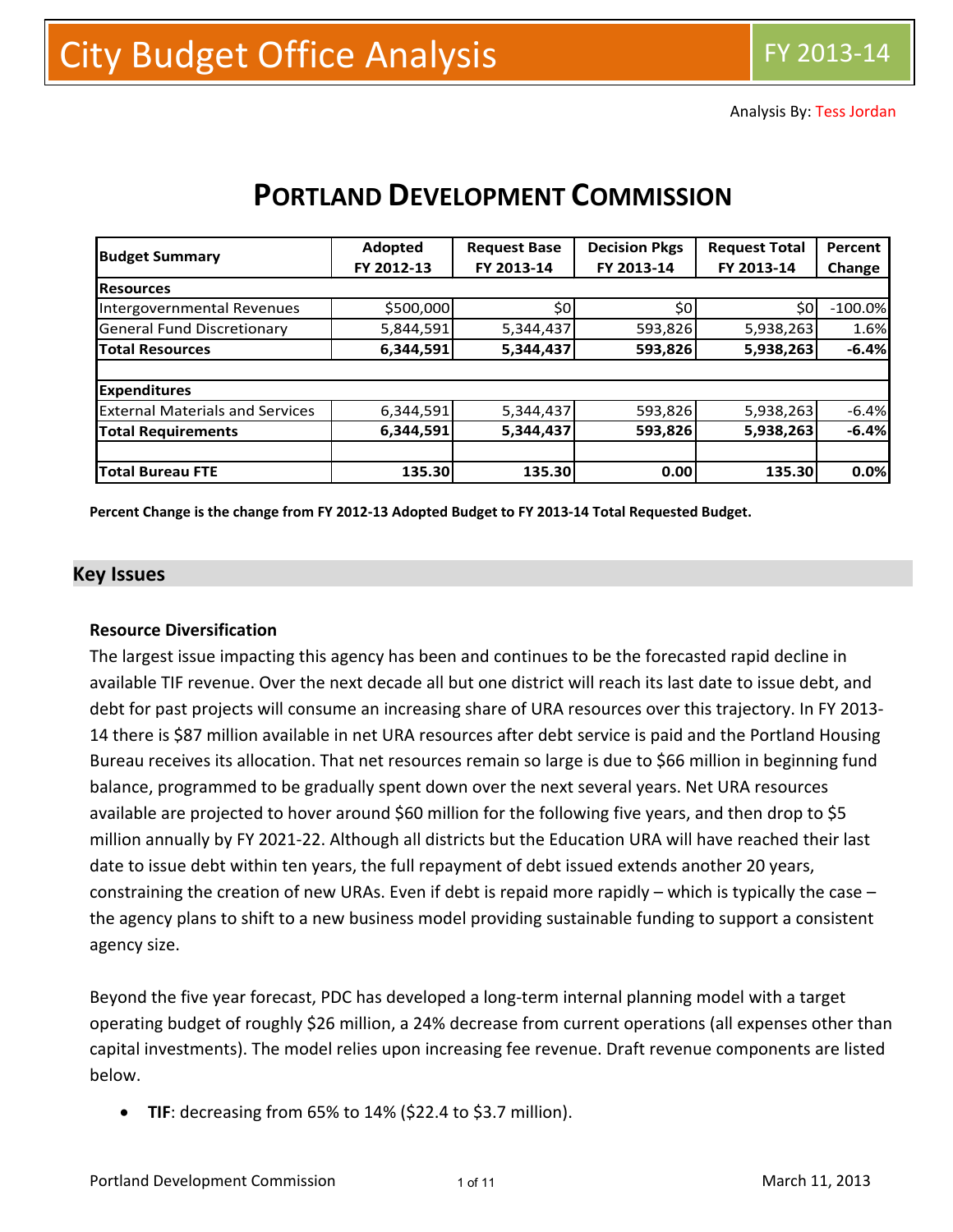# City Budget Office Analysis

FY 2013-14

Analysis By: Tess Jordan

## PORTLAND DEVELOPMENT COMMISSION

| Budget Summary | Adopted FY 2012-13 | Request Base FY 2013-14 | Decision Pkgs FY 2013-14 | Request Total FY 2013-14 | Percent Change |
|---|---|---|---|---|---|
| **Resources** | | | | | |
| Intergovernmental Revenues | $500,000 | $0 | $0 | $0 | -100.0% |
| General Fund Discretionary | 5,844,591 | 5,344,437 | 593,826 | 5,938,263 | 1.6% |
| **Total Resources** | **6,344,591** | **5,344,437** | **593,826** | **5,938,263** | **-6.4%** |
| | | | | | |
| **Expenditures** | | | | | |
| External Materials and Services | 6,344,591 | 5,344,437 | 593,826 | 5,938,263 | -6.4% |
| **Total Requirements** | **6,344,591** | **5,344,437** | **593,826** | **5,938,263** | **-6.4%** |
| | | | | | |
| **Total Bureau FTE** | **135.30** | **135.30** | **0.00** | **135.30** | **0.0%** |

**Percent Change is the change from FY 2012-13 Adopted Budget to FY 2013-14 Total Requested Budget.**

## Key Issues

### Resource Diversification

The largest issue impacting this agency has been and continues to be the forecasted rapid decline in available TIF revenue. Over the next decade all but one district will reach its last date to issue debt, and debt for past projects will consume an increasing share of URA resources over this trajectory. In FY 2013-14 there is $87 million available in net URA resources after debt service is paid and the Portland Housing Bureau receives its allocation. That net resources remain so large is due to $66 million in beginning fund balance, programmed to be gradually spent down over the next several years. Net URA resources available are projected to hover around $60 million for the following five years, and then drop to $5 million annually by FY 2021-22. Although all districts but the Education URA will have reached their last date to issue debt within ten years, the full repayment of debt issued extends another 20 years, constraining the creation of new URAs. Even if debt is repaid more rapidly – which is typically the case – the agency plans to shift to a new business model providing sustainable funding to support a consistent agency size.

Beyond the five year forecast, PDC has developed a long-term internal planning model with a target operating budget of roughly $26 million, a 24% decrease from current operations (all expenses other than capital investments). The model relies upon increasing fee revenue. Draft revenue components are listed below.

- **TIF**: decreasing from 65% to 14% ($22.4 to $3.7 million).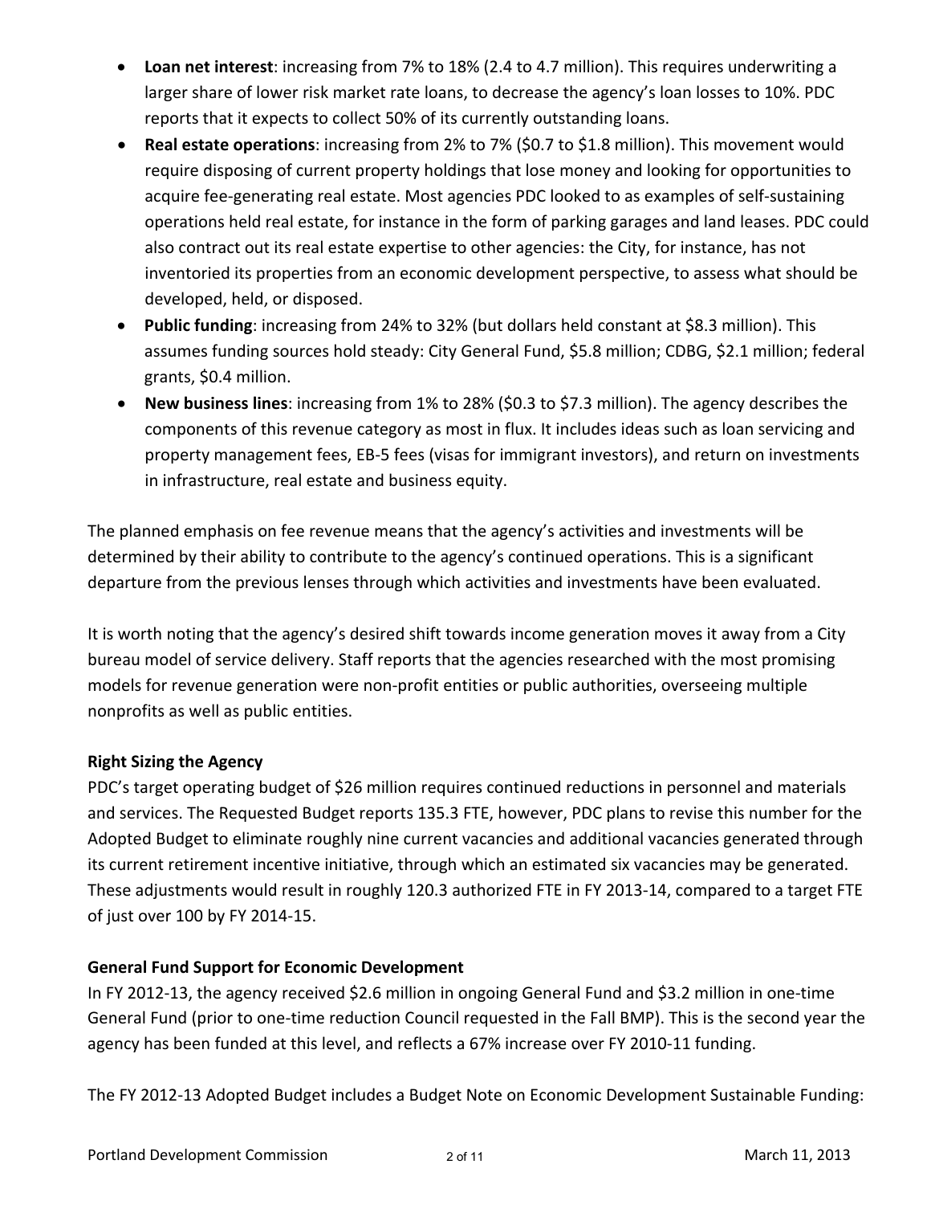- **Loan net interest**: increasing from 7% to 18% (2.4 to 4.7 million). This requires underwriting a larger share of lower risk market rate loans, to decrease the agency's loan losses to 10%. PDC reports that it expects to collect 50% of its currently outstanding loans.
- **Real estate operations**: increasing from 2% to 7% ($0.7 to $1.8 million). This movement would require disposing of current property holdings that lose money and looking for opportunities to acquire fee-generating real estate. Most agencies PDC looked to as examples of self-sustaining operations held real estate, for instance in the form of parking garages and land leases. PDC could also contract out its real estate expertise to other agencies: the City, for instance, has not inventoried its properties from an economic development perspective, to assess what should be developed, held, or disposed.
- **Public funding**: increasing from 24% to 32% (but dollars held constant at $8.3 million). This assumes funding sources hold steady: City General Fund, $5.8 million; CDBG, $2.1 million; federal grants, $0.4 million.
- **New business lines**: increasing from 1% to 28% ($0.3 to $7.3 million). The agency describes the components of this revenue category as most in flux. It includes ideas such as loan servicing and property management fees, EB-5 fees (visas for immigrant investors), and return on investments in infrastructure, real estate and business equity.

The planned emphasis on fee revenue means that the agency's activities and investments will be determined by their ability to contribute to the agency's continued operations. This is a significant departure from the previous lenses through which activities and investments have been evaluated.

It is worth noting that the agency's desired shift towards income generation moves it away from a City bureau model of service delivery. Staff reports that the agencies researched with the most promising models for revenue generation were non-profit entities or public authorities, overseeing multiple nonprofits as well as public entities.

**Right Sizing the Agency**

PDC's target operating budget of $26 million requires continued reductions in personnel and materials and services. The Requested Budget reports 135.3 FTE, however, PDC plans to revise this number for the Adopted Budget to eliminate roughly nine current vacancies and additional vacancies generated through its current retirement incentive initiative, through which an estimated six vacancies may be generated. These adjustments would result in roughly 120.3 authorized FTE in FY 2013-14, compared to a target FTE of just over 100 by FY 2014-15.

**General Fund Support for Economic Development**

In FY 2012-13, the agency received $2.6 million in ongoing General Fund and $3.2 million in one-time General Fund (prior to one-time reduction Council requested in the Fall BMP). This is the second year the agency has been funded at this level, and reflects a 67% increase over FY 2010-11 funding.

The FY 2012-13 Adopted Budget includes a Budget Note on Economic Development Sustainable Funding: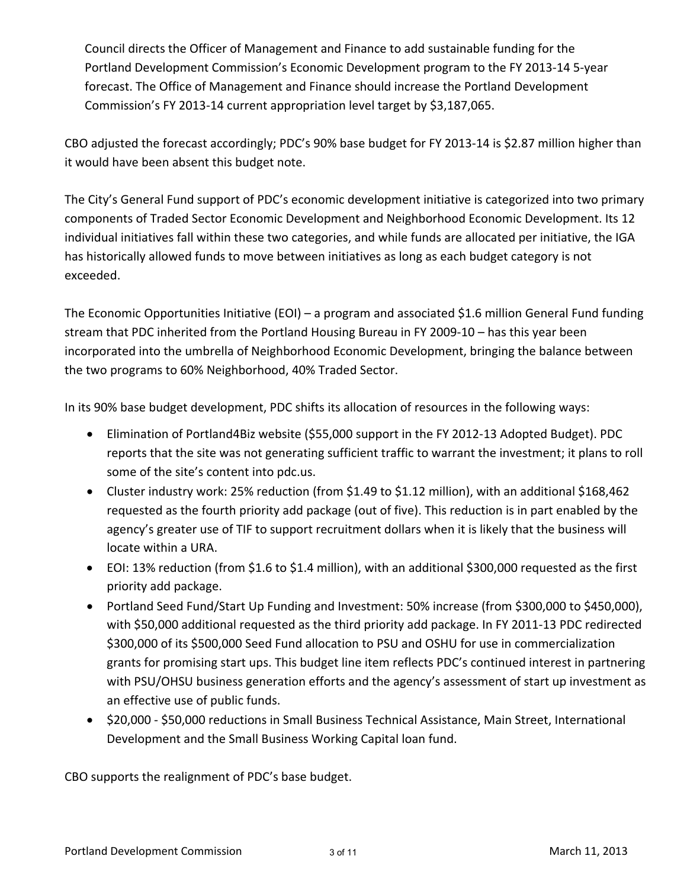Council directs the Officer of Management and Finance to add sustainable funding for the Portland Development Commission's Economic Development program to the FY 2013-14 5-year forecast. The Office of Management and Finance should increase the Portland Development Commission's FY 2013-14 current appropriation level target by $3,187,065.

CBO adjusted the forecast accordingly; PDC's 90% base budget for FY 2013-14 is $2.87 million higher than it would have been absent this budget note.

The City's General Fund support of PDC's economic development initiative is categorized into two primary components of Traded Sector Economic Development and Neighborhood Economic Development. Its 12 individual initiatives fall within these two categories, and while funds are allocated per initiative, the IGA has historically allowed funds to move between initiatives as long as each budget category is not exceeded.

The Economic Opportunities Initiative (EOI) – a program and associated $1.6 million General Fund funding stream that PDC inherited from the Portland Housing Bureau in FY 2009-10 – has this year been incorporated into the umbrella of Neighborhood Economic Development, bringing the balance between the two programs to 60% Neighborhood, 40% Traded Sector.

In its 90% base budget development, PDC shifts its allocation of resources in the following ways:

- Elimination of Portland4Biz website ($55,000 support in the FY 2012-13 Adopted Budget). PDC reports that the site was not generating sufficient traffic to warrant the investment; it plans to roll some of the site's content into pdc.us.
- Cluster industry work: 25% reduction (from $1.49 to $1.12 million), with an additional $168,462 requested as the fourth priority add package (out of five). This reduction is in part enabled by the agency's greater use of TIF to support recruitment dollars when it is likely that the business will locate within a URA.
- EOI: 13% reduction (from $1.6 to $1.4 million), with an additional $300,000 requested as the first priority add package.
- Portland Seed Fund/Start Up Funding and Investment: 50% increase (from $300,000 to $450,000), with $50,000 additional requested as the third priority add package. In FY 2011-13 PDC redirected $300,000 of its $500,000 Seed Fund allocation to PSU and OSHU for use in commercialization grants for promising start ups. This budget line item reflects PDC's continued interest in partnering with PSU/OHSU business generation efforts and the agency's assessment of start up investment as an effective use of public funds.
- $20,000 - $50,000 reductions in Small Business Technical Assistance, Main Street, International Development and the Small Business Working Capital loan fund.

CBO supports the realignment of PDC's base budget.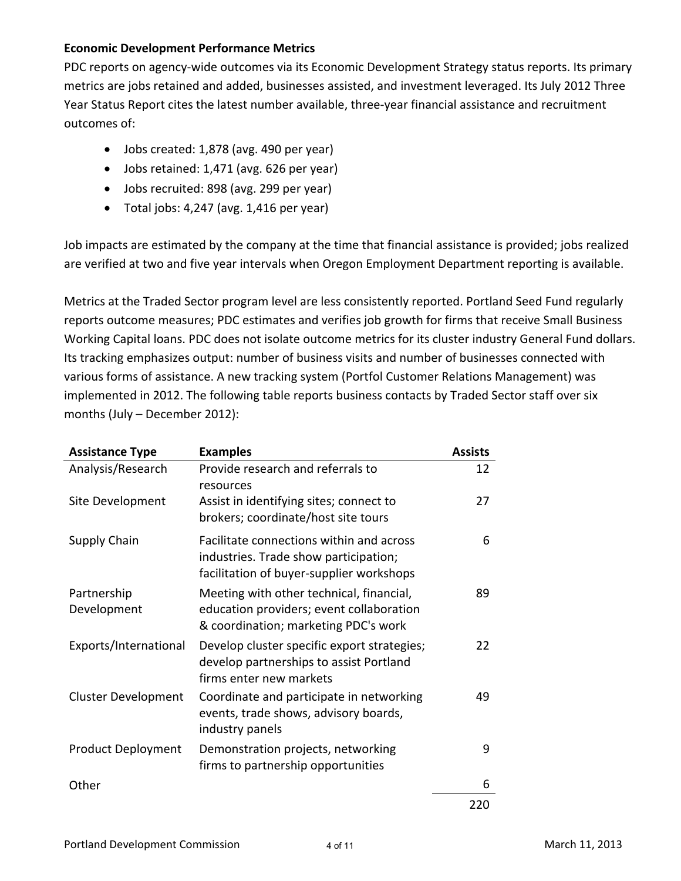**Economic Development Performance Metrics**

PDC reports on agency-wide outcomes via its Economic Development Strategy status reports. Its primary metrics are jobs retained and added, businesses assisted, and investment leveraged. Its July 2012 Three Year Status Report cites the latest number available, three-year financial assistance and recruitment outcomes of:

- Jobs created: 1,878 (avg. 490 per year)
- Jobs retained: 1,471 (avg. 626 per year)
- Jobs recruited: 898 (avg. 299 per year)
- Total jobs: 4,247 (avg. 1,416 per year)

Job impacts are estimated by the company at the time that financial assistance is provided; jobs realized are verified at two and five year intervals when Oregon Employment Department reporting is available.

Metrics at the Traded Sector program level are less consistently reported. Portland Seed Fund regularly reports outcome measures; PDC estimates and verifies job growth for firms that receive Small Business Working Capital loans. PDC does not isolate outcome metrics for its cluster industry General Fund dollars. Its tracking emphasizes output: number of business visits and number of businesses connected with various forms of assistance. A new tracking system (Portfol Customer Relations Management) was implemented in 2012. The following table reports business contacts by Traded Sector staff over six months (July – December 2012):

| Assistance Type | Examples | Assists |
|---|---|---|
| Analysis/Research | Provide research and referrals to resources | 12 |
| Site Development | Assist in identifying sites; connect to brokers; coordinate/host site tours | 27 |
| Supply Chain | Facilitate connections within and across industries. Trade show participation; facilitation of buyer-supplier workshops | 6 |
| Partnership Development | Meeting with other technical, financial, education providers; event collaboration & coordination; marketing PDC's work | 89 |
| Exports/International | Develop cluster specific export strategies; develop partnerships to assist Portland firms enter new markets | 22 |
| Cluster Development | Coordinate and participate in networking events, trade shows, advisory boards, industry panels | 49 |
| Product Deployment | Demonstration projects, networking firms to partnership opportunities | 9 |
| Other | | 6 |
| | | 220 |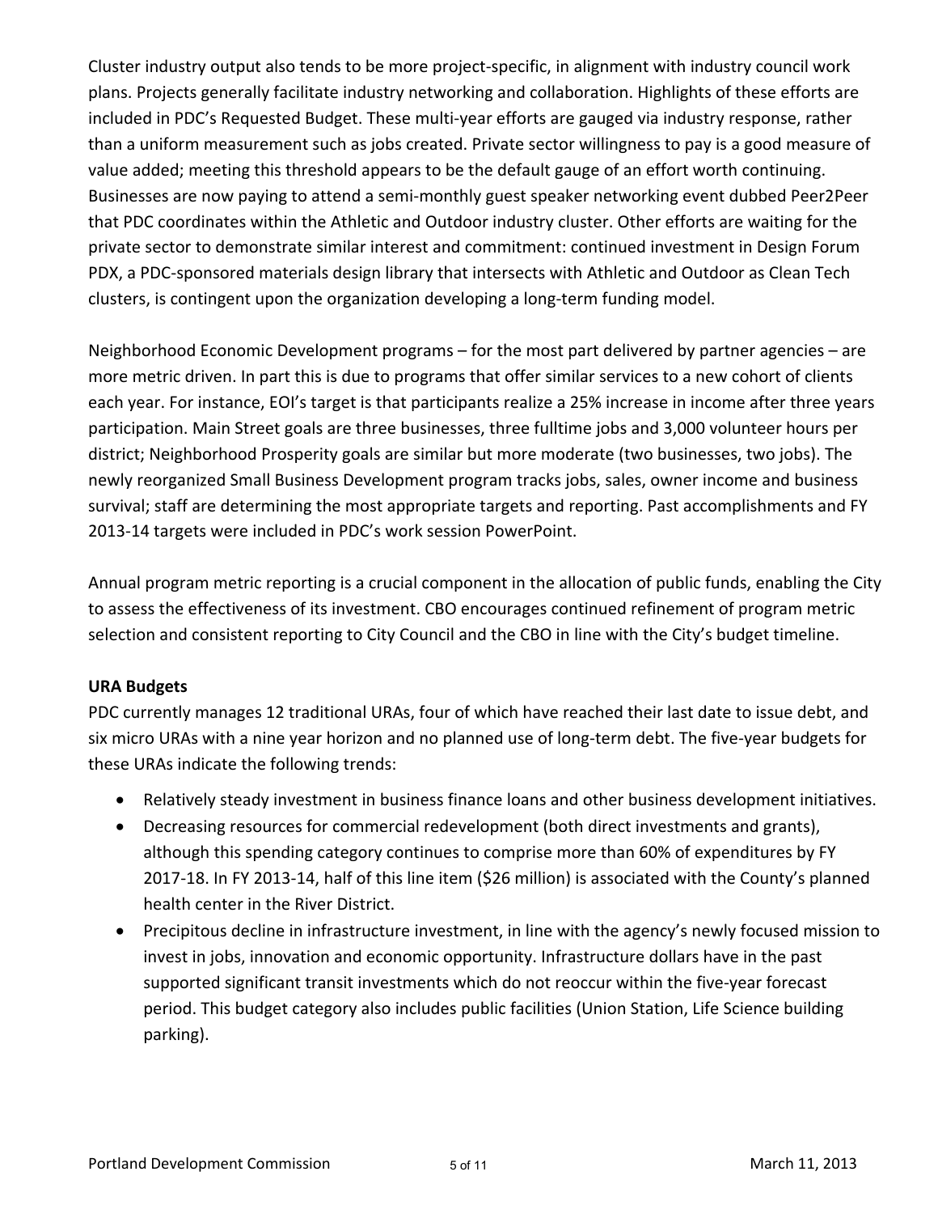Cluster industry output also tends to be more project-specific, in alignment with industry council work plans. Projects generally facilitate industry networking and collaboration. Highlights of these efforts are included in PDC's Requested Budget. These multi-year efforts are gauged via industry response, rather than a uniform measurement such as jobs created. Private sector willingness to pay is a good measure of value added; meeting this threshold appears to be the default gauge of an effort worth continuing. Businesses are now paying to attend a semi-monthly guest speaker networking event dubbed Peer2Peer that PDC coordinates within the Athletic and Outdoor industry cluster. Other efforts are waiting for the private sector to demonstrate similar interest and commitment: continued investment in Design Forum PDX, a PDC-sponsored materials design library that intersects with Athletic and Outdoor as Clean Tech clusters, is contingent upon the organization developing a long-term funding model.

Neighborhood Economic Development programs – for the most part delivered by partner agencies – are more metric driven. In part this is due to programs that offer similar services to a new cohort of clients each year. For instance, EOI's target is that participants realize a 25% increase in income after three years participation. Main Street goals are three businesses, three fulltime jobs and 3,000 volunteer hours per district; Neighborhood Prosperity goals are similar but more moderate (two businesses, two jobs). The newly reorganized Small Business Development program tracks jobs, sales, owner income and business survival; staff are determining the most appropriate targets and reporting. Past accomplishments and FY 2013-14 targets were included in PDC's work session PowerPoint.

Annual program metric reporting is a crucial component in the allocation of public funds, enabling the City to assess the effectiveness of its investment. CBO encourages continued refinement of program metric selection and consistent reporting to City Council and the CBO in line with the City's budget timeline.

**URA Budgets**

PDC currently manages 12 traditional URAs, four of which have reached their last date to issue debt, and six micro URAs with a nine year horizon and no planned use of long-term debt. The five-year budgets for these URAs indicate the following trends:

- Relatively steady investment in business finance loans and other business development initiatives.
- Decreasing resources for commercial redevelopment (both direct investments and grants), although this spending category continues to comprise more than 60% of expenditures by FY 2017-18. In FY 2013-14, half of this line item ($26 million) is associated with the County's planned health center in the River District.
- Precipitous decline in infrastructure investment, in line with the agency's newly focused mission to invest in jobs, innovation and economic opportunity. Infrastructure dollars have in the past supported significant transit investments which do not reoccur within the five-year forecast period. This budget category also includes public facilities (Union Station, Life Science building parking).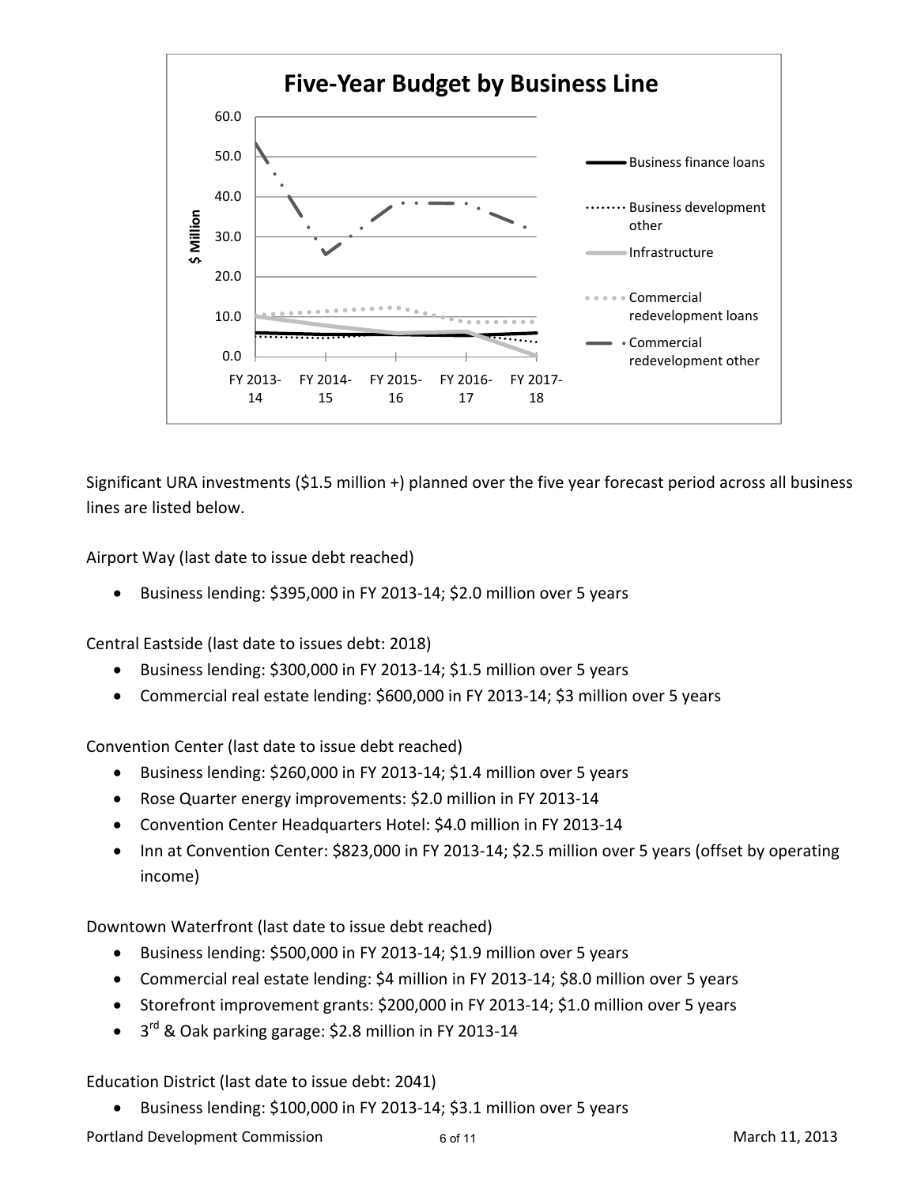Significant URA investments ($1.5 million +) planned over the five year forecast period across all business lines are listed below.

Airport Way (last date to issue debt reached)

- Business lending: $395,000 in FY 2013-14; $2.0 million over 5 years

Central Eastside (last date to issues debt: 2018)

- Business lending: $300,000 in FY 2013-14; $1.5 million over 5 years
- Commercial real estate lending: $600,000 in FY 2013-14; $3 million over 5 years

Convention Center (last date to issue debt reached)

- Business lending: $260,000 in FY 2013-14; $1.4 million over 5 years
- Rose Quarter energy improvements: $2.0 million in FY 2013-14
- Convention Center Headquarters Hotel: $4.0 million in FY 2013-14
- Inn at Convention Center: $823,000 in FY 2013-14; $2.5 million over 5 years (offset by operating income)

Downtown Waterfront (last date to issue debt reached)

- Business lending: $500,000 in FY 2013-14; $1.9 million over 5 years
- Commercial real estate lending: $4 million in FY 2013-14; $8.0 million over 5 years
- Storefront improvement grants: $200,000 in FY 2013-14; $1.0 million over 5 years
- 3rd & Oak parking garage: $2.8 million in FY 2013-14

Education District (last date to issue debt: 2041)

- Business lending: $100,000 in FY 2013-14; $3.1 million over 5 years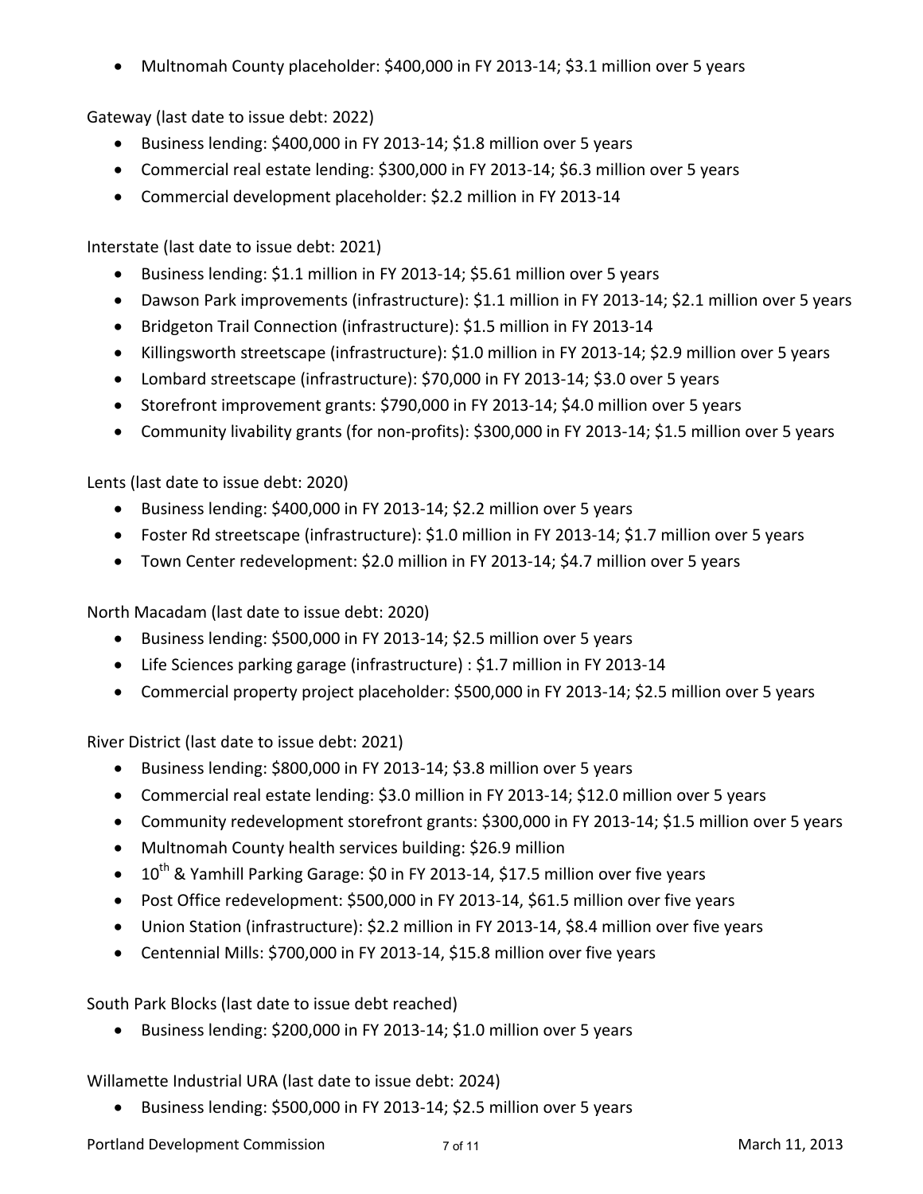- Multnomah County placeholder: $400,000 in FY 2013-14; $3.1 million over 5 years

Gateway (last date to issue debt: 2022)

- Business lending: $400,000 in FY 2013-14; $1.8 million over 5 years
- Commercial real estate lending: $300,000 in FY 2013-14; $6.3 million over 5 years
- Commercial development placeholder: $2.2 million in FY 2013-14

Interstate (last date to issue debt: 2021)

- Business lending: $1.1 million in FY 2013-14; $5.61 million over 5 years
- Dawson Park improvements (infrastructure): $1.1 million in FY 2013-14; $2.1 million over 5 years
- Bridgeton Trail Connection (infrastructure): $1.5 million in FY 2013-14
- Killingsworth streetscape (infrastructure): $1.0 million in FY 2013-14; $2.9 million over 5 years
- Lombard streetscape (infrastructure): $70,000 in FY 2013-14; $3.0 over 5 years
- Storefront improvement grants: $790,000 in FY 2013-14; $4.0 million over 5 years
- Community livability grants (for non-profits): $300,000 in FY 2013-14; $1.5 million over 5 years

Lents (last date to issue debt: 2020)

- Business lending: $400,000 in FY 2013-14; $2.2 million over 5 years
- Foster Rd streetscape (infrastructure): $1.0 million in FY 2013-14; $1.7 million over 5 years
- Town Center redevelopment: $2.0 million in FY 2013-14; $4.7 million over 5 years

North Macadam (last date to issue debt: 2020)

- Business lending: $500,000 in FY 2013-14; $2.5 million over 5 years
- Life Sciences parking garage (infrastructure) : $1.7 million in FY 2013-14
- Commercial property project placeholder: $500,000 in FY 2013-14; $2.5 million over 5 years

River District (last date to issue debt: 2021)

- Business lending: $800,000 in FY 2013-14; $3.8 million over 5 years
- Commercial real estate lending: $3.0 million in FY 2013-14; $12.0 million over 5 years
- Community redevelopment storefront grants: $300,000 in FY 2013-14; $1.5 million over 5 years
- Multnomah County health services building: $26.9 million
- 10th & Yamhill Parking Garage: $0 in FY 2013-14, $17.5 million over five years
- Post Office redevelopment: $500,000 in FY 2013-14, $61.5 million over five years
- Union Station (infrastructure): $2.2 million in FY 2013-14, $8.4 million over five years
- Centennial Mills: $700,000 in FY 2013-14, $15.8 million over five years

South Park Blocks (last date to issue debt reached)

- Business lending: $200,000 in FY 2013-14; $1.0 million over 5 years

Willamette Industrial URA (last date to issue debt: 2024)

- Business lending: $500,000 in FY 2013-14; $2.5 million over 5 years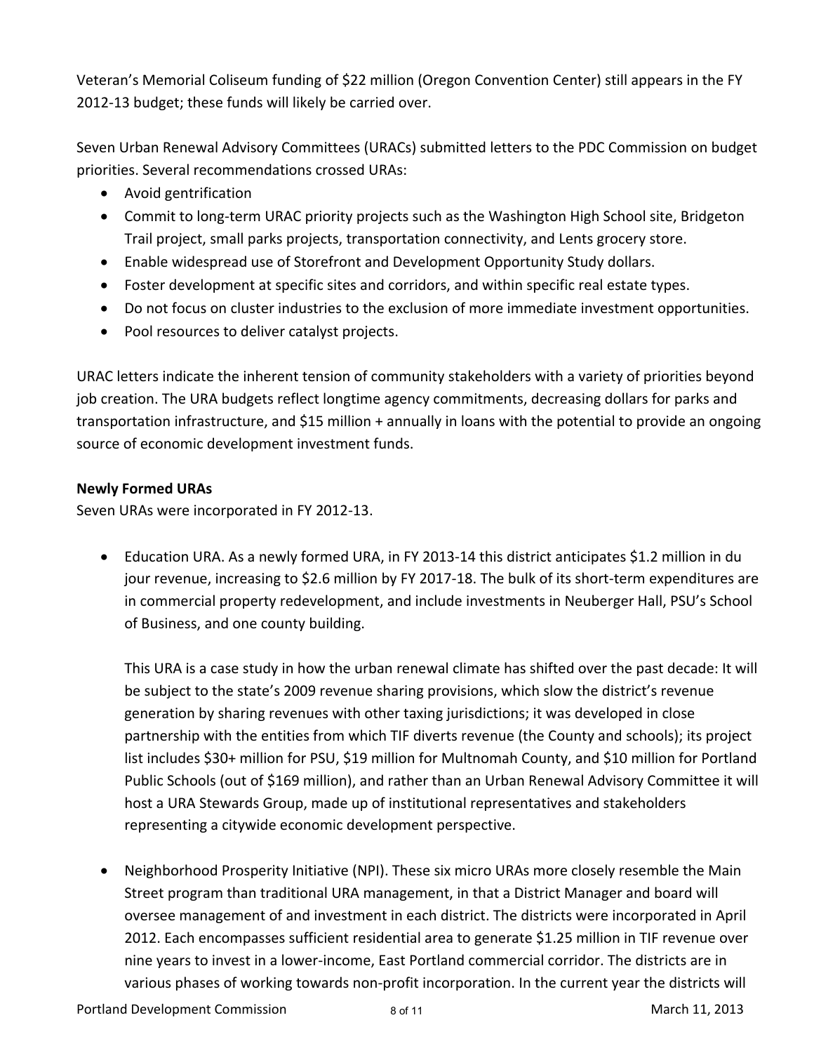Veteran's Memorial Coliseum funding of $22 million (Oregon Convention Center) still appears in the FY 2012-13 budget; these funds will likely be carried over.

Seven Urban Renewal Advisory Committees (URACs) submitted letters to the PDC Commission on budget priorities. Several recommendations crossed URAs:

- Avoid gentrification
- Commit to long-term URAC priority projects such as the Washington High School site, Bridgeton Trail project, small parks projects, transportation connectivity, and Lents grocery store.
- Enable widespread use of Storefront and Development Opportunity Study dollars.
- Foster development at specific sites and corridors, and within specific real estate types.
- Do not focus on cluster industries to the exclusion of more immediate investment opportunities.
- Pool resources to deliver catalyst projects.

URAC letters indicate the inherent tension of community stakeholders with a variety of priorities beyond job creation. The URA budgets reflect longtime agency commitments, decreasing dollars for parks and transportation infrastructure, and $15 million + annually in loans with the potential to provide an ongoing source of economic development investment funds.

**Newly Formed URAs**

Seven URAs were incorporated in FY 2012-13.

- Education URA. As a newly formed URA, in FY 2013-14 this district anticipates $1.2 million in du jour revenue, increasing to $2.6 million by FY 2017-18. The bulk of its short-term expenditures are in commercial property redevelopment, and include investments in Neuberger Hall, PSU's School of Business, and one county building.

  This URA is a case study in how the urban renewal climate has shifted over the past decade: It will be subject to the state's 2009 revenue sharing provisions, which slow the district's revenue generation by sharing revenues with other taxing jurisdictions; it was developed in close partnership with the entities from which TIF diverts revenue (the County and schools); its project list includes $30+ million for PSU, $19 million for Multnomah County, and $10 million for Portland Public Schools (out of $169 million), and rather than an Urban Renewal Advisory Committee it will host a URA Stewards Group, made up of institutional representatives and stakeholders representing a citywide economic development perspective.

- Neighborhood Prosperity Initiative (NPI). These six micro URAs more closely resemble the Main Street program than traditional URA management, in that a District Manager and board will oversee management of and investment in each district. The districts were incorporated in April 2012. Each encompasses sufficient residential area to generate $1.25 million in TIF revenue over nine years to invest in a lower-income, East Portland commercial corridor. The districts are in various phases of working towards non-profit incorporation. In the current year the districts will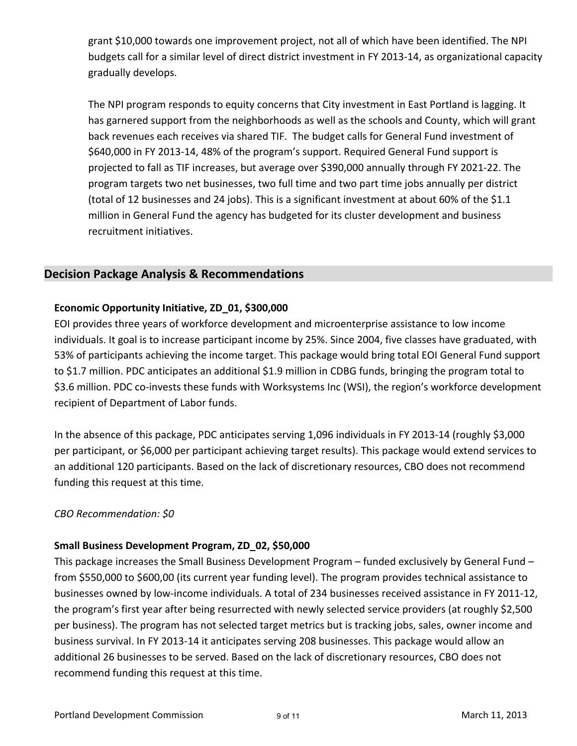grant $10,000 towards one improvement project, not all of which have been identified. The NPI budgets call for a similar level of direct district investment in FY 2013-14, as organizational capacity gradually develops.

The NPI program responds to equity concerns that City investment in East Portland is lagging. It has garnered support from the neighborhoods as well as the schools and County, which will grant back revenues each receives via shared TIF. The budget calls for General Fund investment of $640,000 in FY 2013-14, 48% of the program's support. Required General Fund support is projected to fall as TIF increases, but average over $390,000 annually through FY 2021-22. The program targets two net businesses, two full time and two part time jobs annually per district (total of 12 businesses and 24 jobs). This is a significant investment at about 60% of the $1.1 million in General Fund the agency has budgeted for its cluster development and business recruitment initiatives.

## Decision Package Analysis & Recommendations

**Economic Opportunity Initiative, ZD_01, $300,000**

EOI provides three years of workforce development and microenterprise assistance to low income individuals. It goal is to increase participant income by 25%. Since 2004, five classes have graduated, with 53% of participants achieving the income target. This package would bring total EOI General Fund support to $1.7 million. PDC anticipates an additional $1.9 million in CDBG funds, bringing the program total to $3.6 million. PDC co-invests these funds with Worksystems Inc (WSI), the region's workforce development recipient of Department of Labor funds.

In the absence of this package, PDC anticipates serving 1,096 individuals in FY 2013-14 (roughly $3,000 per participant, or $6,000 per participant achieving target results). This package would extend services to an additional 120 participants. Based on the lack of discretionary resources, CBO does not recommend funding this request at this time.

*CBO Recommendation: $0*

**Small Business Development Program, ZD_02, $50,000**

This package increases the Small Business Development Program – funded exclusively by General Fund – from $550,000 to $600,00 (its current year funding level). The program provides technical assistance to businesses owned by low-income individuals. A total of 234 businesses received assistance in FY 2011-12, the program's first year after being resurrected with newly selected service providers (at roughly $2,500 per business). The program has not selected target metrics but is tracking jobs, sales, owner income and business survival. In FY 2013-14 it anticipates serving 208 businesses. This package would allow an additional 26 businesses to be served. Based on the lack of discretionary resources, CBO does not recommend funding this request at this time.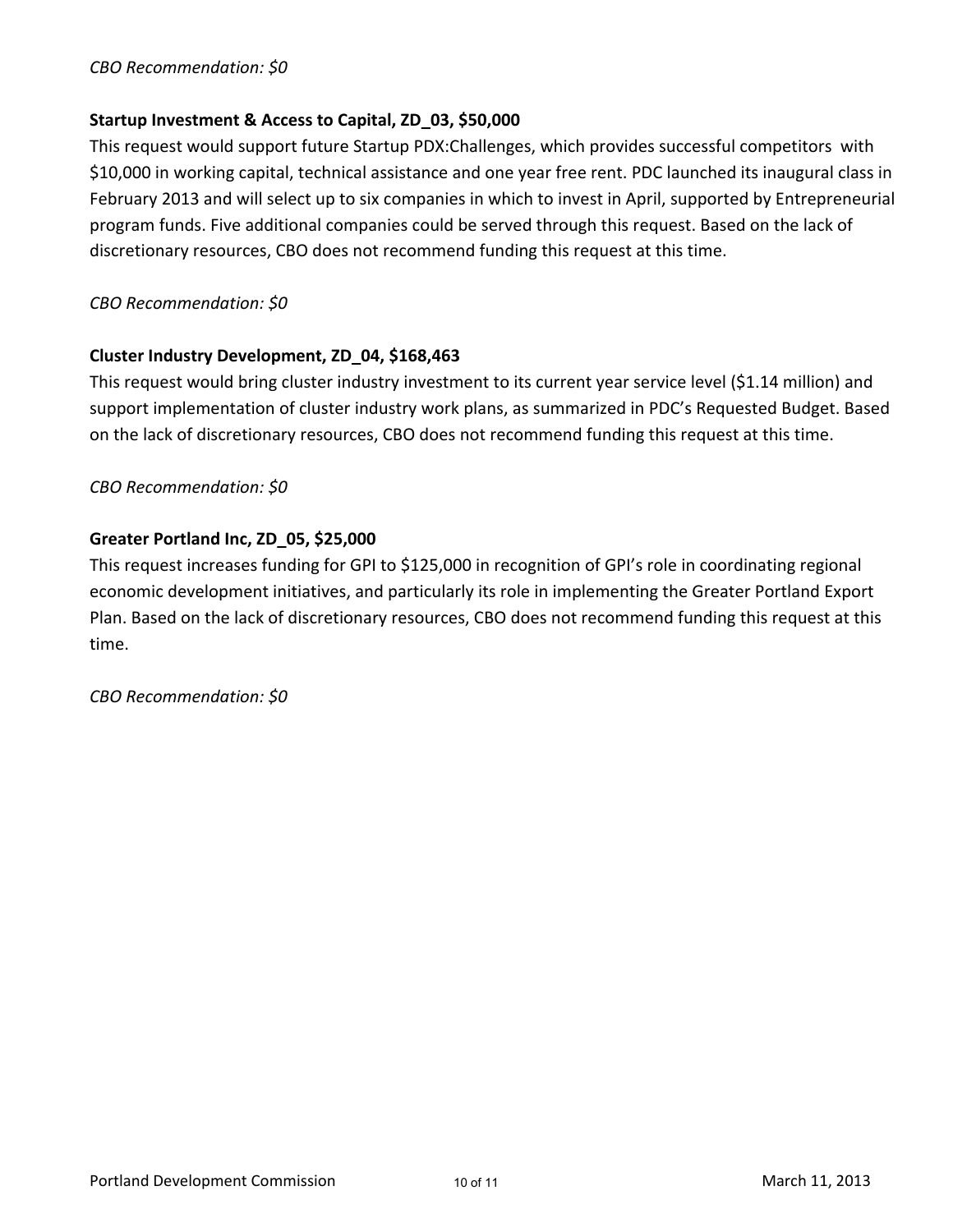*CBO Recommendation: $0*

**Startup Investment & Access to Capital, ZD_03, $50,000**

This request would support future Startup PDX:Challenges, which provides successful competitors with $10,000 in working capital, technical assistance and one year free rent. PDC launched its inaugural class in February 2013 and will select up to six companies in which to invest in April, supported by Entrepreneurial program funds. Five additional companies could be served through this request. Based on the lack of discretionary resources, CBO does not recommend funding this request at this time.

*CBO Recommendation: $0*

**Cluster Industry Development, ZD_04, $168,463**

This request would bring cluster industry investment to its current year service level ($1.14 million) and support implementation of cluster industry work plans, as summarized in PDC's Requested Budget. Based on the lack of discretionary resources, CBO does not recommend funding this request at this time.

*CBO Recommendation: $0*

**Greater Portland Inc, ZD_05, $25,000**

This request increases funding for GPI to $125,000 in recognition of GPI's role in coordinating regional economic development initiatives, and particularly its role in implementing the Greater Portland Export Plan. Based on the lack of discretionary resources, CBO does not recommend funding this request at this time.

*CBO Recommendation: $0*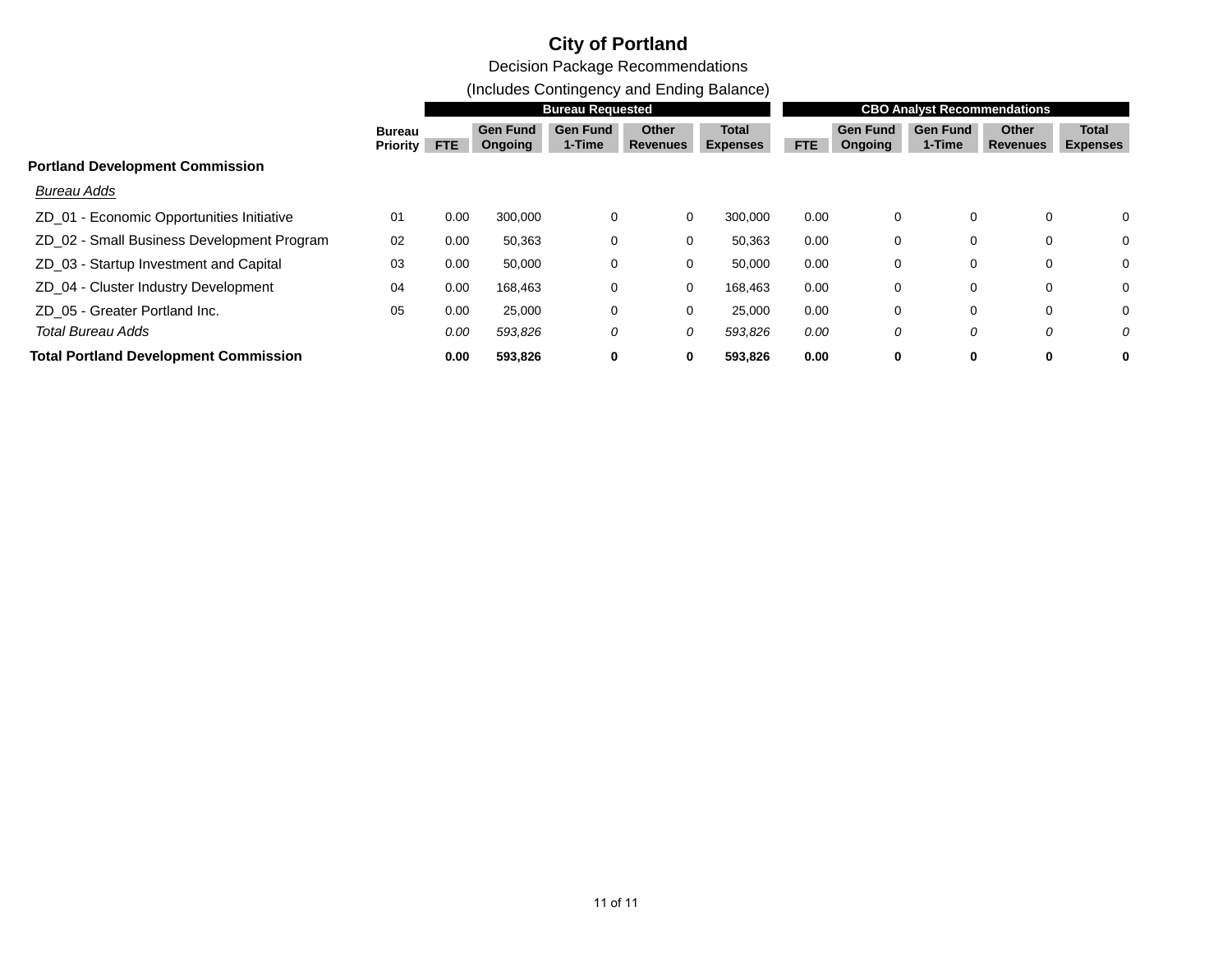# City of Portland

Decision Package Recommendations

(Includes Contingency and Ending Balance)

| | | Bureau Requested | | | | | CBO Analyst Recommendations | | | | |
|---|---|---|---|---|---|---|---|---|---|---|---|
| | Bureau Priority | FTE | Gen Fund Ongoing | Gen Fund 1-Time | Other Revenues | Total Expenses | FTE | Gen Fund Ongoing | Gen Fund 1-Time | Other Revenues | Total Expenses |
| **Portland Development Commission** | | | | | | | | | | | |
| *Bureau Adds* | | | | | | | | | | | |
| ZD_01 - Economic Opportunities Initiative | 01 | 0.00 | 300,000 | 0 | 0 | 300,000 | 0.00 | 0 | 0 | 0 | 0 |
| ZD_02 - Small Business Development Program | 02 | 0.00 | 50,363 | 0 | 0 | 50,363 | 0.00 | 0 | 0 | 0 | 0 |
| ZD_03 - Startup Investment and Capital | 03 | 0.00 | 50,000 | 0 | 0 | 50,000 | 0.00 | 0 | 0 | 0 | 0 |
| ZD_04 - Cluster Industry Development | 04 | 0.00 | 168,463 | 0 | 0 | 168,463 | 0.00 | 0 | 0 | 0 | 0 |
| ZD_05 - Greater Portland Inc. | 05 | 0.00 | 25,000 | 0 | 0 | 25,000 | 0.00 | 0 | 0 | 0 | 0 |
| *Total Bureau Adds* | | *0.00* | *593,826* | *0* | *0* | *593,826* | *0.00* | *0* | *0* | *0* | *0* |
| **Total Portland Development Commission** | | **0.00** | **593,826** | **0** | **0** | **593,826** | **0.00** | **0** | **0** | **0** | **0** |